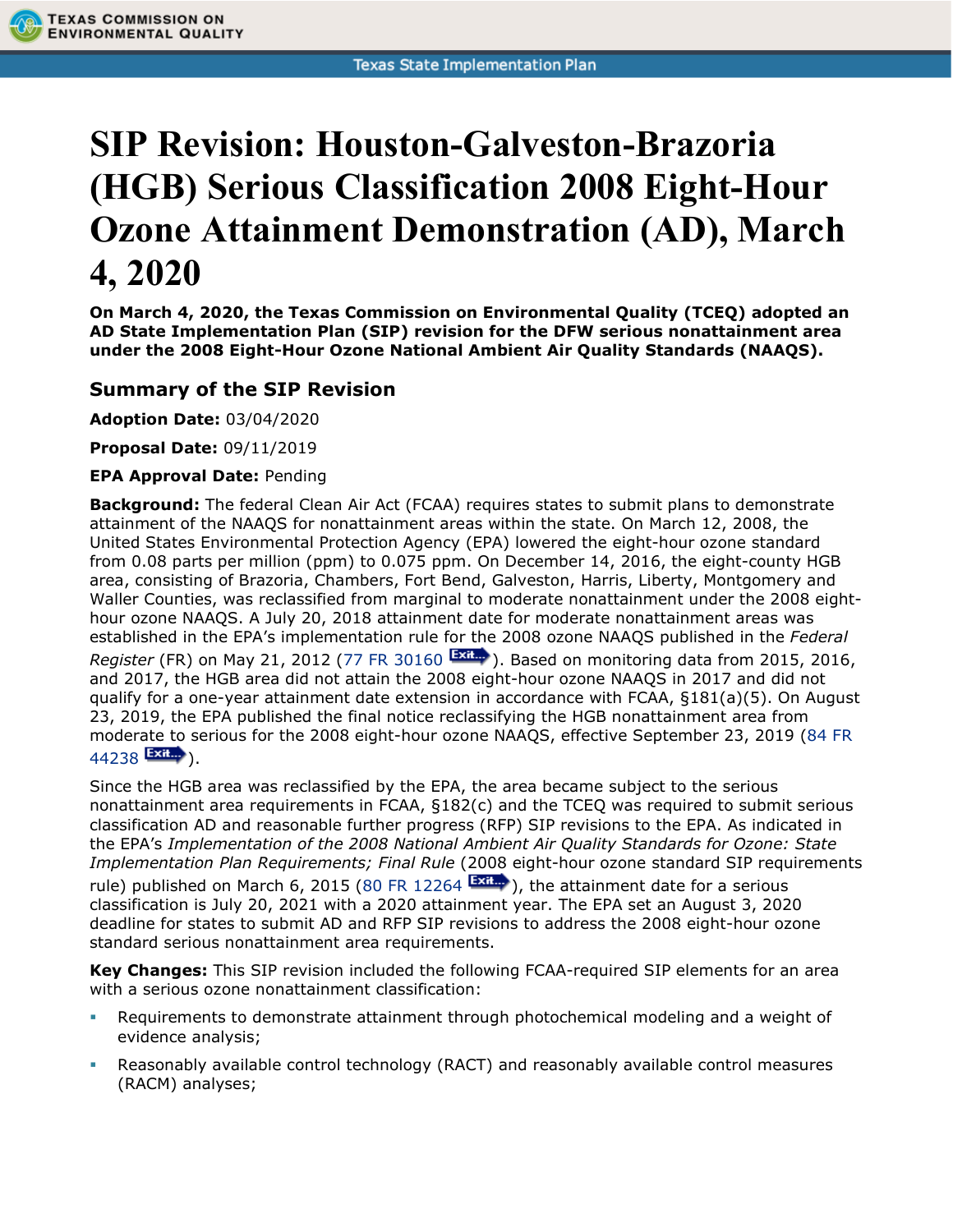# SIP Revision: Houston-Galveston-Brazoria (HGB) Serious Classification 2008 Eight-Hour Ozone Attainment Demonstration (AD), March 4, 2020

**On March 4, 2020, the Texas Commission on Environmental Quality (TCEQ) adopted an AD State Implementation Plan (SIP) revision for the DFW serious nonattainment area under the 2008 Eight-Hour Ozone National Ambient Air Quality Standards (NAAQS).**

## Summary of the SIP Revision

**Adoption Date:** 03/04/2020

**Proposal Date:** 09/11/2019

**EPA Approval Date:** Pending

**Background:** The federal Clean Air Act (FCAA) requires states to submit plans to demonstrate attainment of the NAAQS for nonattainment areas within the state. On March 12, 2008, the United States Environmental Protection Agency (EPA) lowered the eight-hour ozone standard from 0.08 parts per million (ppm) to 0.075 ppm. On December 14, 2016, the eight-county HGB area, consisting of Brazoria, Chambers, Fort Bend, Galveston, Harris, Liberty, Montgomery and Waller Counties, was reclassified from marginal to moderate nonattainment under the 2008 eight-hour ozone NAAQS. A July 20, 2018 attainment date for moderate nonattainment areas was established in the EPA's implementation rule for the 2008 ozone NAAQS published in the *Federal Register* (FR) on May 21, 2012 (77 FR 30160). Based on monitoring data from 2015, 2016, and 2017, the HGB area did not attain the 2008 eight-hour ozone NAAQS in 2017 and did not qualify for a one-year attainment date extension in accordance with FCAA, §181(a)(5). On August 23, 2019, the EPA published the final notice reclassifying the HGB nonattainment area from moderate to serious for the 2008 eight-hour ozone NAAQS, effective September 23, 2019 (84 FR 44238).

Since the HGB area was reclassified by the EPA, the area became subject to the serious nonattainment area requirements in FCAA, §182(c) and the TCEQ was required to submit serious classification AD and reasonable further progress (RFP) SIP revisions to the EPA. As indicated in the EPA's *Implementation of the 2008 National Ambient Air Quality Standards for Ozone: State Implementation Plan Requirements; Final Rule* (2008 eight-hour ozone standard SIP requirements rule) published on March 6, 2015 (80 FR 12264), the attainment date for a serious classification is July 20, 2021 with a 2020 attainment year. The EPA set an August 3, 2020 deadline for states to submit AD and RFP SIP revisions to address the 2008 eight-hour ozone standard serious nonattainment area requirements.

**Key Changes:** This SIP revision included the following FCAA-required SIP elements for an area with a serious ozone nonattainment classification:

- Requirements to demonstrate attainment through photochemical modeling and a weight of evidence analysis;
- Reasonably available control technology (RACT) and reasonably available control measures (RACM) analyses;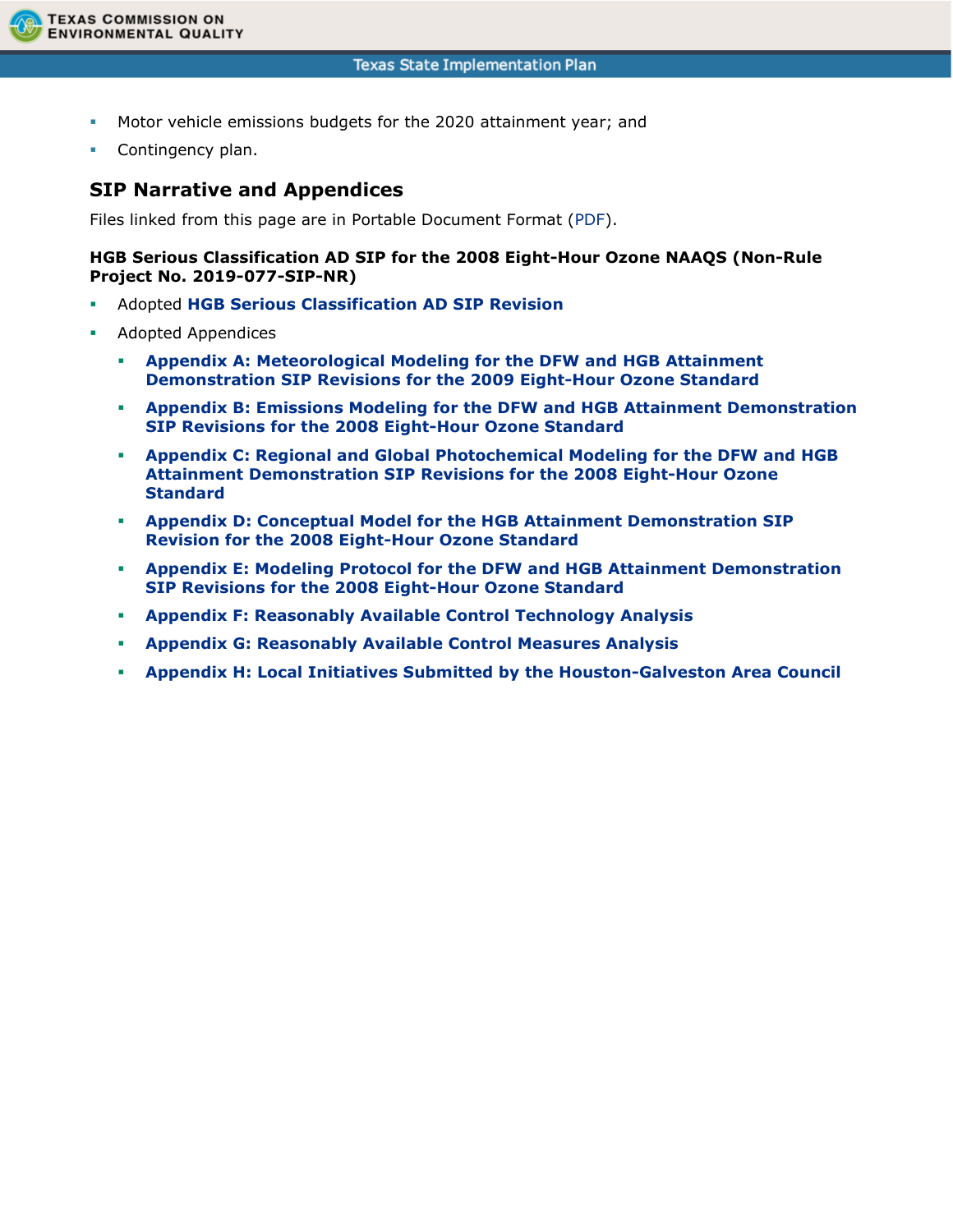- Motor vehicle emissions budgets for the 2020 attainment year; and
- Contingency plan.

## SIP Narrative and Appendices

Files linked from this page are in Portable Document Format (PDF).

**HGB Serious Classification AD SIP for the 2008 Eight-Hour Ozone NAAQS (Non-Rule Project No. 2019-077-SIP-NR)**

- Adopted **HGB Serious Classification AD SIP Revision**
- Adopted Appendices
  - **Appendix A: Meteorological Modeling for the DFW and HGB Attainment Demonstration SIP Revisions for the 2009 Eight-Hour Ozone Standard**
  - **Appendix B: Emissions Modeling for the DFW and HGB Attainment Demonstration SIP Revisions for the 2008 Eight-Hour Ozone Standard**
  - **Appendix C: Regional and Global Photochemical Modeling for the DFW and HGB Attainment Demonstration SIP Revisions for the 2008 Eight-Hour Ozone Standard**
  - **Appendix D: Conceptual Model for the HGB Attainment Demonstration SIP Revision for the 2008 Eight-Hour Ozone Standard**
  - **Appendix E: Modeling Protocol for the DFW and HGB Attainment Demonstration SIP Revisions for the 2008 Eight-Hour Ozone Standard**
  - **Appendix F: Reasonably Available Control Technology Analysis**
  - **Appendix G: Reasonably Available Control Measures Analysis**
  - **Appendix H: Local Initiatives Submitted by the Houston-Galveston Area Council**